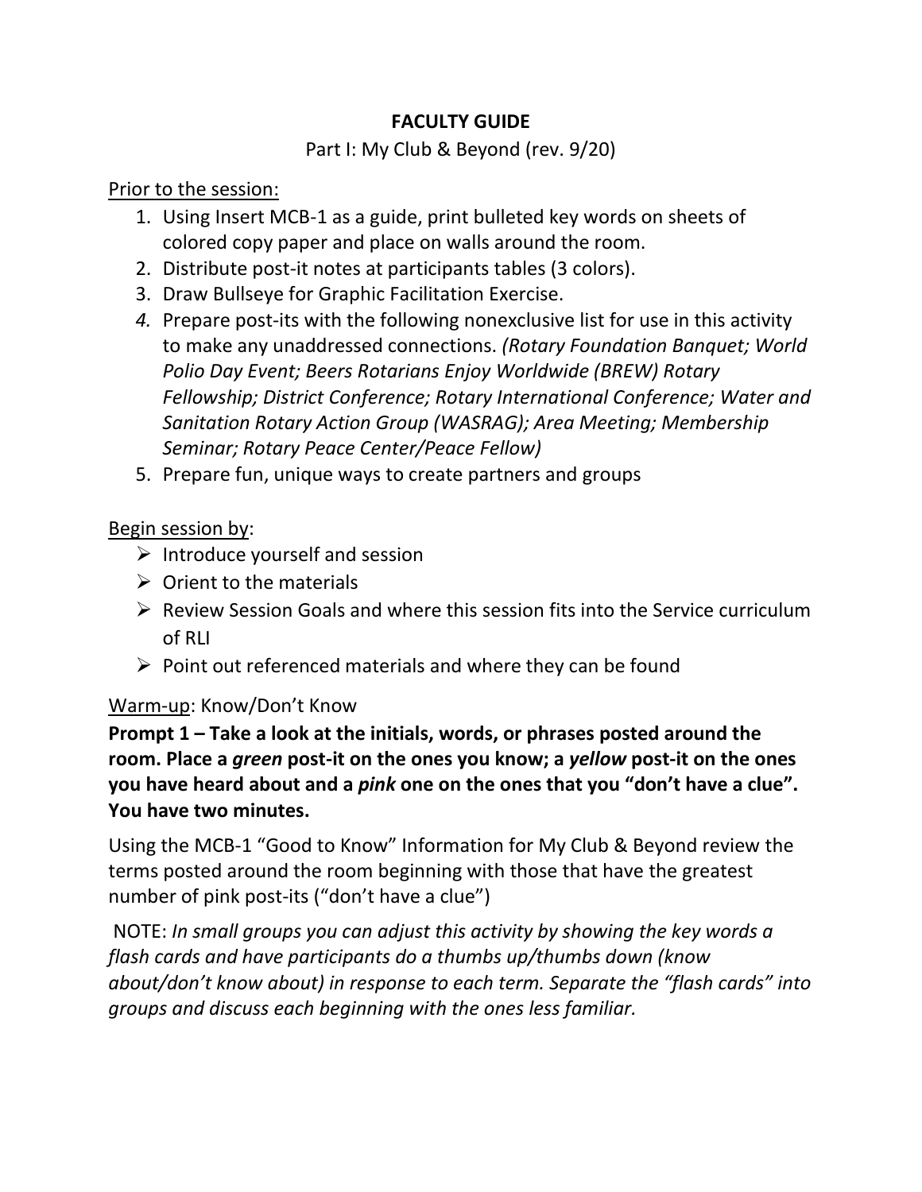# FACULTY GUIDE

Part I: My Club & Beyond (rev. 9/20)

Prior to the session:

1. Using Insert MCB-1 as a guide, print bulleted key words on sheets of colored copy paper and place on walls around the room.
2. Distribute post-it notes at participants tables (3 colors).
3. Draw Bullseye for Graphic Facilitation Exercise.
4. Prepare post-its with the following nonexclusive list for use in this activity to make any unaddressed connections. *(Rotary Foundation Banquet; World Polio Day Event; Beers Rotarians Enjoy Worldwide (BREW) Rotary Fellowship; District Conference; Rotary International Conference; Water and Sanitation Rotary Action Group (WASRAG); Area Meeting; Membership Seminar; Rotary Peace Center/Peace Fellow)*
5. Prepare fun, unique ways to create partners and groups

Begin session by:

- Introduce yourself and session
- Orient to the materials
- Review Session Goals and where this session fits into the Service curriculum of RLI
- Point out referenced materials and where they can be found

Warm-up: Know/Don't Know

**Prompt 1 – Take a look at the initials, words, or phrases posted around the room. Place a *green* post-it on the ones you know; a *yellow* post-it on the ones you have heard about and a *pink* one on the ones that you "don't have a clue". You have two minutes.**

Using the MCB-1 "Good to Know" Information for My Club & Beyond review the terms posted around the room beginning with those that have the greatest number of pink post-its ("don't have a clue")

NOTE: *In small groups you can adjust this activity by showing the key words a flash cards and have participants do a thumbs up/thumbs down (know about/don't know about) in response to each term. Separate the "flash cards" into groups and discuss each beginning with the ones less familiar.*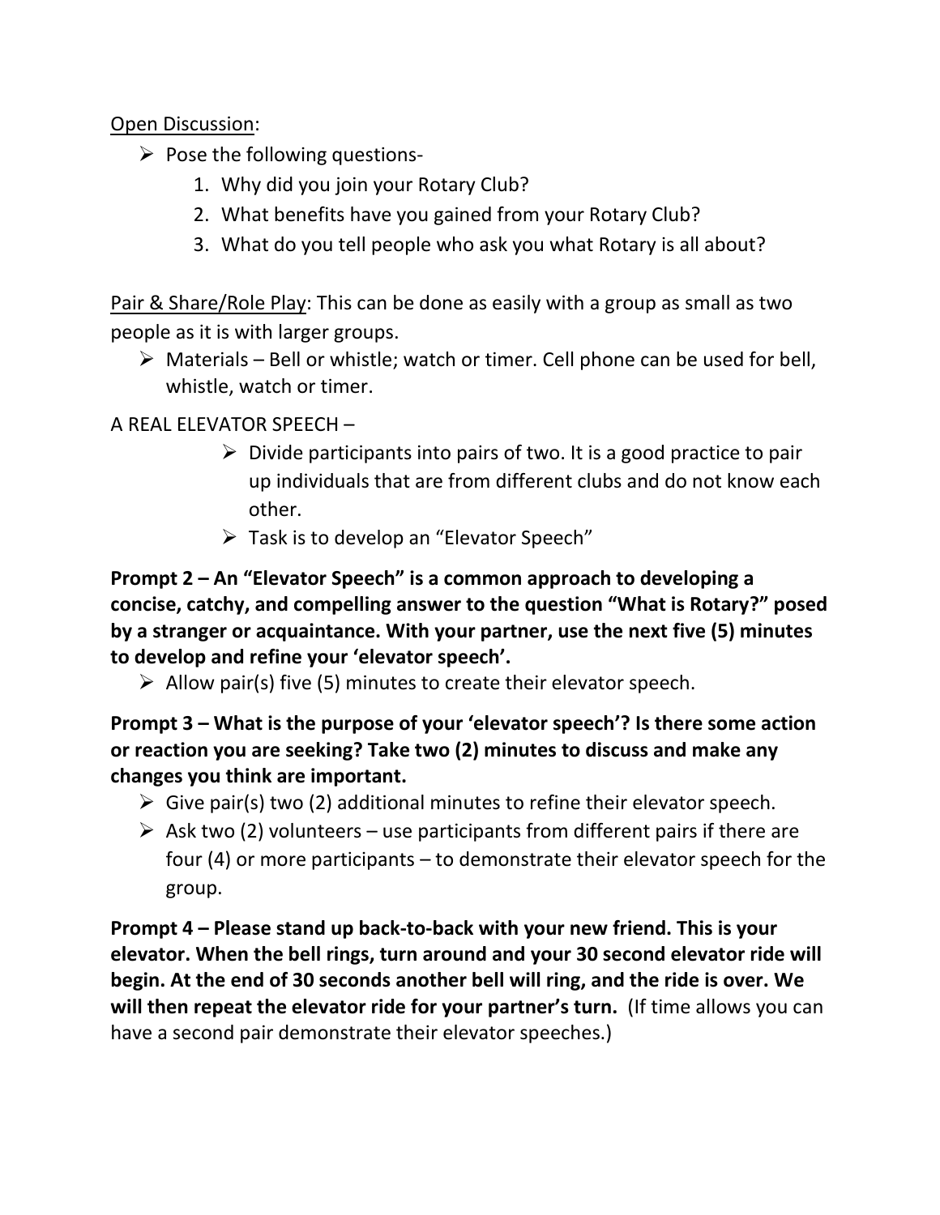Open Discussion:

- Pose the following questions-
    1. Why did you join your Rotary Club?
    2. What benefits have you gained from your Rotary Club?
    3. What do you tell people who ask you what Rotary is all about?

Pair & Share/Role Play: This can be done as easily with a group as small as two people as it is with larger groups.

- Materials – Bell or whistle; watch or timer. Cell phone can be used for bell, whistle, watch or timer.

A REAL ELEVATOR SPEECH –

- Divide participants into pairs of two. It is a good practice to pair up individuals that are from different clubs and do not know each other.
- Task is to develop an "Elevator Speech"

**Prompt 2 – An "Elevator Speech" is a common approach to developing a concise, catchy, and compelling answer to the question "What is Rotary?" posed by a stranger or acquaintance. With your partner, use the next five (5) minutes to develop and refine your 'elevator speech'.**

- Allow pair(s) five (5) minutes to create their elevator speech.

**Prompt 3 – What is the purpose of your 'elevator speech'? Is there some action or reaction you are seeking? Take two (2) minutes to discuss and make any changes you think are important.**

- Give pair(s) two (2) additional minutes to refine their elevator speech.
- Ask two (2) volunteers – use participants from different pairs if there are four (4) or more participants – to demonstrate their elevator speech for the group.

**Prompt 4 – Please stand up back-to-back with your new friend. This is your elevator. When the bell rings, turn around and your 30 second elevator ride will begin. At the end of 30 seconds another bell will ring, and the ride is over. We will then repeat the elevator ride for your partner's turn.** (If time allows you can have a second pair demonstrate their elevator speeches.)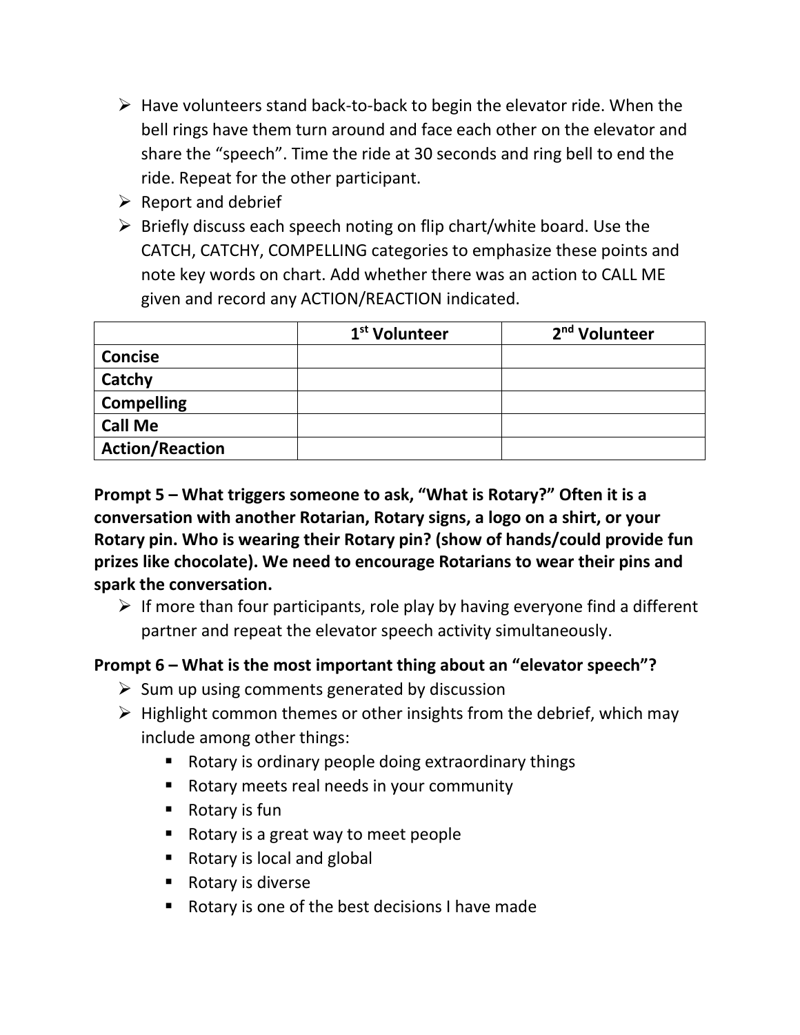- Have volunteers stand back-to-back to begin the elevator ride. When the bell rings have them turn around and face each other on the elevator and share the "speech". Time the ride at 30 seconds and ring bell to end the ride. Repeat for the other participant.
- Report and debrief
- Briefly discuss each speech noting on flip chart/white board. Use the CATCH, CATCHY, COMPELLING categories to emphasize these points and note key words on chart. Add whether there was an action to CALL ME given and record any ACTION/REACTION indicated.

| | 1st Volunteer | 2nd Volunteer |
|---|---|---|
| **Concise** | | |
| **Catchy** | | |
| **Compelling** | | |
| **Call Me** | | |
| **Action/Reaction** | | |

**Prompt 5 – What triggers someone to ask, "What is Rotary?" Often it is a conversation with another Rotarian, Rotary signs, a logo on a shirt, or your Rotary pin. Who is wearing their Rotary pin? (show of hands/could provide fun prizes like chocolate). We need to encourage Rotarians to wear their pins and spark the conversation.**

- If more than four participants, role play by having everyone find a different partner and repeat the elevator speech activity simultaneously.

**Prompt 6 – What is the most important thing about an "elevator speech"?**

- Sum up using comments generated by discussion
- Highlight common themes or other insights from the debrief, which may include among other things:
  - Rotary is ordinary people doing extraordinary things
  - Rotary meets real needs in your community
  - Rotary is fun
  - Rotary is a great way to meet people
  - Rotary is local and global
  - Rotary is diverse
  - Rotary is one of the best decisions I have made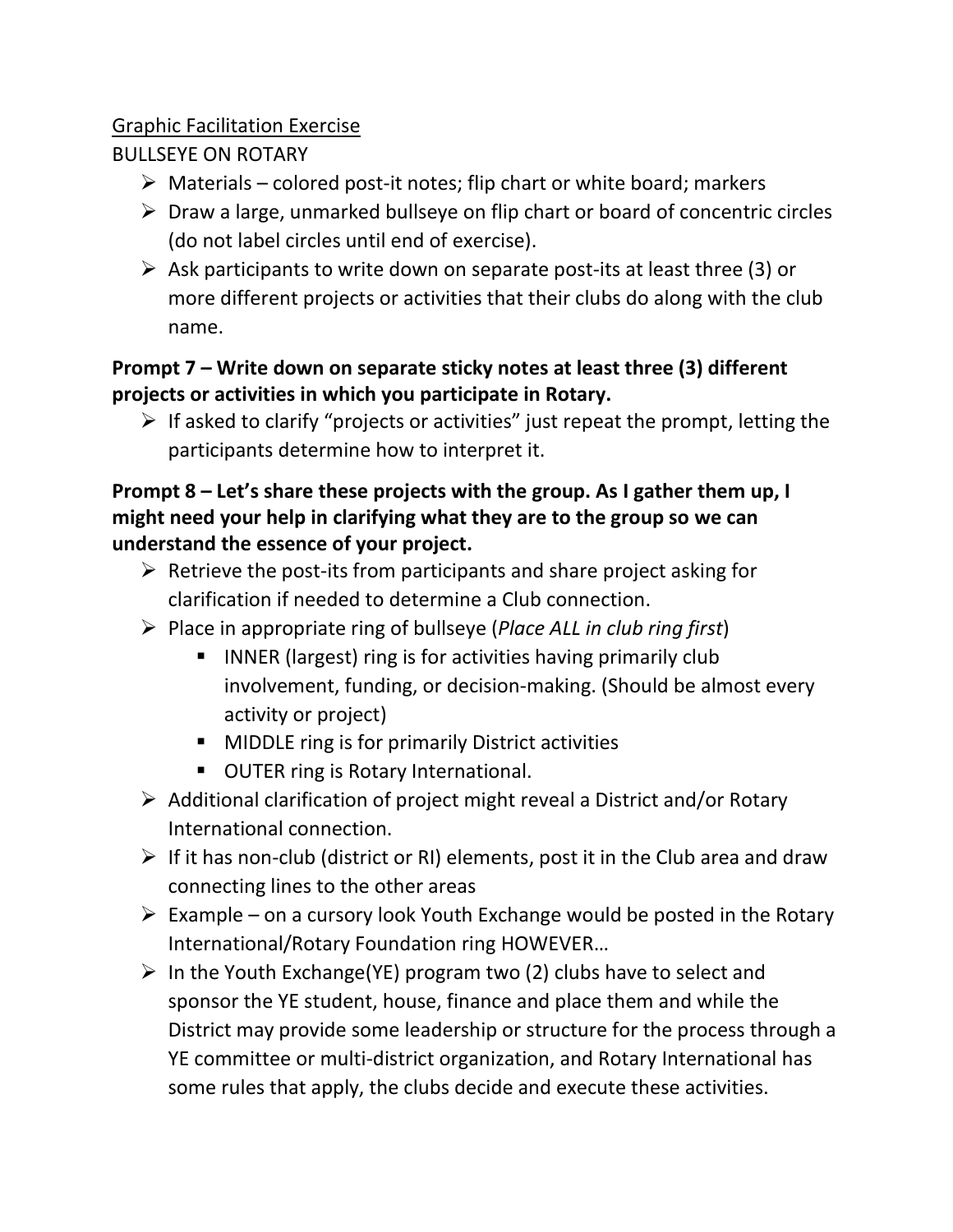<u>Graphic Facilitation Exercise</u>

BULLSEYE ON ROTARY

- Materials – colored post-it notes; flip chart or white board; markers
- Draw a large, unmarked bullseye on flip chart or board of concentric circles (do not label circles until end of exercise).
- Ask participants to write down on separate post-its at least three (3) or more different projects or activities that their clubs do along with the club name.

**Prompt 7 – Write down on separate sticky notes at least three (3) different projects or activities in which you participate in Rotary.**

- If asked to clarify "projects or activities" just repeat the prompt, letting the participants determine how to interpret it.

**Prompt 8 – Let's share these projects with the group. As I gather them up, I might need your help in clarifying what they are to the group so we can understand the essence of your project.**

- Retrieve the post-its from participants and share project asking for clarification if needed to determine a Club connection.
- Place in appropriate ring of bullseye (*Place ALL in club ring first*)
  - INNER (largest) ring is for activities having primarily club involvement, funding, or decision-making. (Should be almost every activity or project)
  - MIDDLE ring is for primarily District activities
  - OUTER ring is Rotary International.
- Additional clarification of project might reveal a District and/or Rotary International connection.
- If it has non-club (district or RI) elements, post it in the Club area and draw connecting lines to the other areas
- Example – on a cursory look Youth Exchange would be posted in the Rotary International/Rotary Foundation ring HOWEVER…
- In the Youth Exchange(YE) program two (2) clubs have to select and sponsor the YE student, house, finance and place them and while the District may provide some leadership or structure for the process through a YE committee or multi-district organization, and Rotary International has some rules that apply, the clubs decide and execute these activities.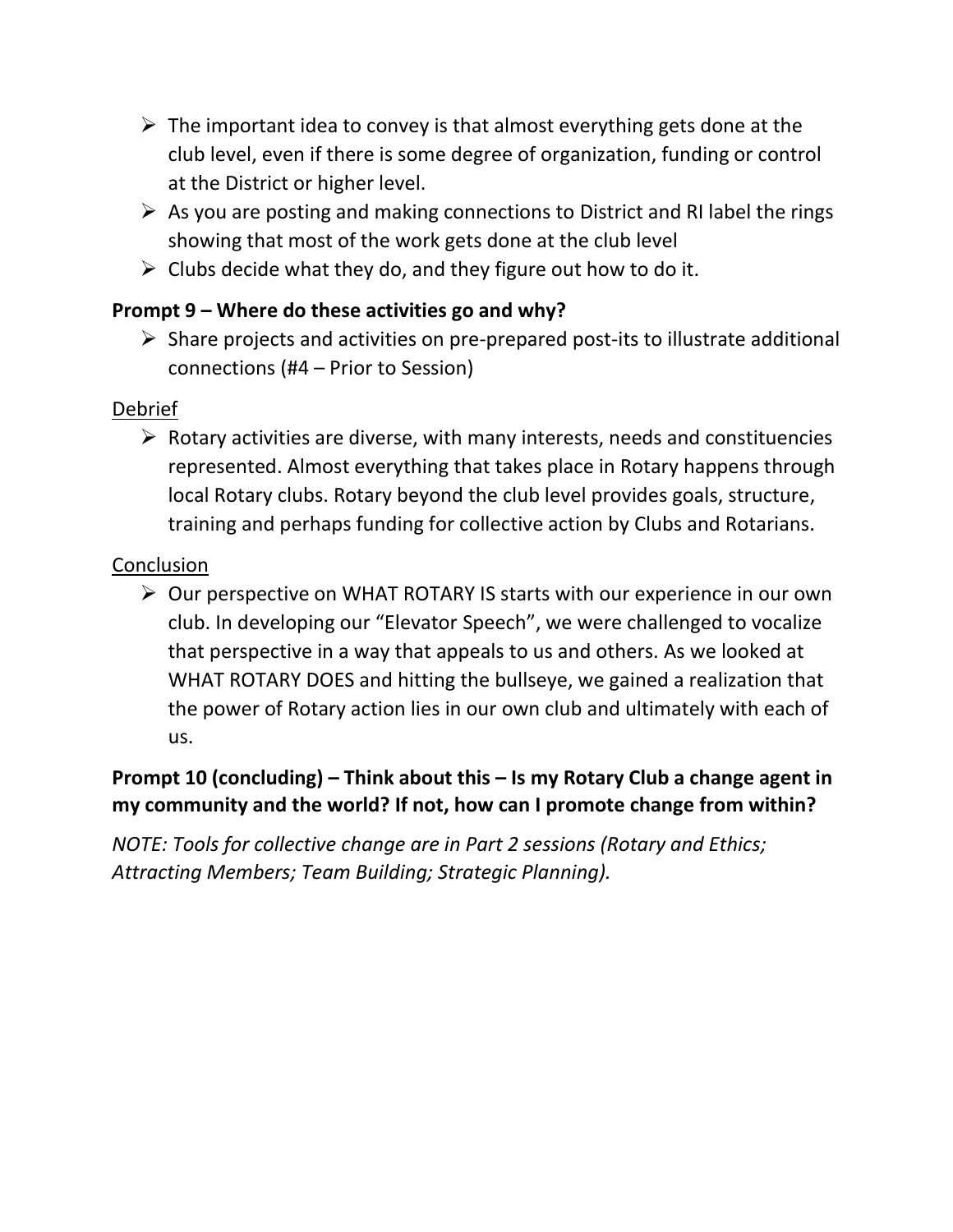- The important idea to convey is that almost everything gets done at the club level, even if there is some degree of organization, funding or control at the District or higher level.
- As you are posting and making connections to District and RI label the rings showing that most of the work gets done at the club level
- Clubs decide what they do, and they figure out how to do it.

**Prompt 9 – Where do these activities go and why?**

- Share projects and activities on pre-prepared post-its to illustrate additional connections (#4 – Prior to Session)

<u>Debrief</u>

- Rotary activities are diverse, with many interests, needs and constituencies represented. Almost everything that takes place in Rotary happens through local Rotary clubs. Rotary beyond the club level provides goals, structure, training and perhaps funding for collective action by Clubs and Rotarians.

<u>Conclusion</u>

- Our perspective on WHAT ROTARY IS starts with our experience in our own club. In developing our "Elevator Speech", we were challenged to vocalize that perspective in a way that appeals to us and others. As we looked at WHAT ROTARY DOES and hitting the bullseye, we gained a realization that the power of Rotary action lies in our own club and ultimately with each of us.

**Prompt 10 (concluding) – Think about this – Is my Rotary Club a change agent in my community and the world? If not, how can I promote change from within?**

*NOTE: Tools for collective change are in Part 2 sessions (Rotary and Ethics; Attracting Members; Team Building; Strategic Planning).*